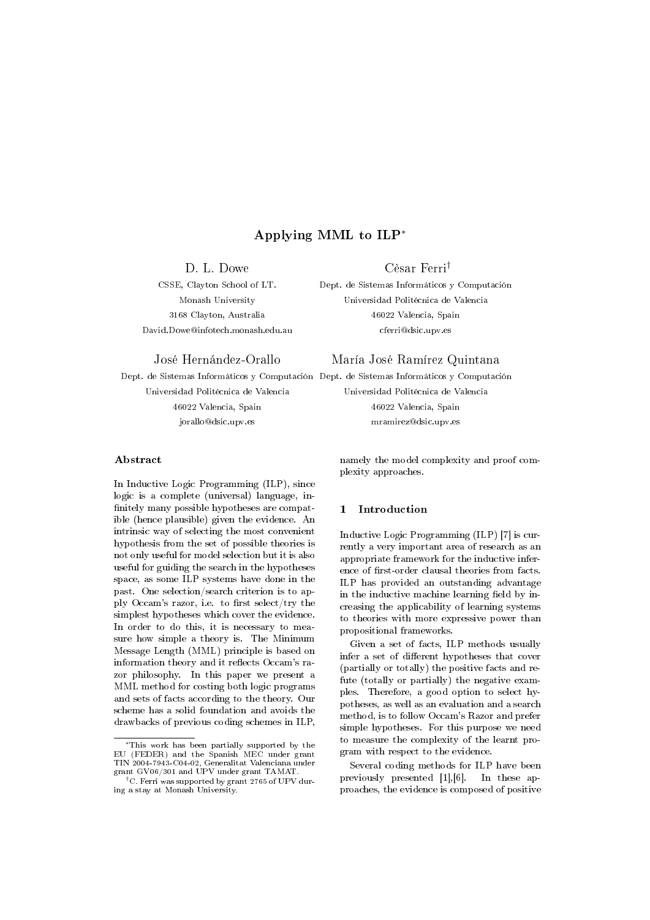# Applying MML to ILP*

**D. L. Dowe**
CSSE, Clayton School of I.T.
Monash University
3168 Clayton, Australia
David.Dowe@infotech.monash.edu.au

**Cèsar Ferri**†
Dept. de Sistemas Informáticos y Computación
Universidad Politécnica de Valencia
46022 Valencia, Spain
cferri@dsic.upv.es

**José Hernández-Orallo**
Dept. de Sistemas Informáticos y Computación
Universidad Politécnica de Valencia
46022 Valencia, Spain
jorallo@dsic.upv.es

**María José Ramírez Quintana**
Dept. de Sistemas Informáticos y Computación
Universidad Politécnica de Valencia
46022 Valencia, Spain
mramirez@dsic.upv.es

### Abstract

In Inductive Logic Programming (ILP), since logic is a complete (universal) language, infinitely many possible hypotheses are compatible (hence plausible) given the evidence. An intrinsic way of selecting the most convenient hypothesis from the set of possible theories is not only useful for model selection but it is also useful for guiding the search in the hypotheses space, as some ILP systems have done in the past. One selection/search criterion is to apply Occam's razor, i.e. to first select/try the simplest hypotheses which cover the evidence. In order to do this, it is necessary to measure how simple a theory is. The Minimum Message Length (MML) principle is based on information theory and it reflects Occam's razor philosophy. In this paper we present a MML method for costing both logic programs and sets of facts according to the theory. Our scheme has a solid foundation and avoids the drawbacks of previous coding schemes in ILP, namely the model complexity and proof complexity approaches.

## 1 Introduction

Inductive Logic Programming (ILP) [7] is currently a very important area of research as an appropriate framework for the inductive inference of first-order clausal theories from facts. ILP has provided an outstanding advantage in the inductive machine learning field by increasing the applicability of learning systems to theories with more expressive power than propositional frameworks.

Given a set of facts, ILP methods usually infer a set of different hypotheses that cover (partially or totally) the positive facts and refute (totally or partially) the negative examples. Therefore, a good option to select hypotheses, as well as an evaluation and a search method, is to follow Occam's Razor and prefer simple hypotheses. For this purpose we need to measure the complexity of the learnt program with respect to the evidence.

Several coding methods for ILP have been previously presented [1],[6]. In these approaches, the evidence is composed of positive

---

*This work has been partially supported by the EU (FEDER) and the Spanish MEC under grant TIN 2004-7943-C04-02, Generalitat Valenciana under grant GV06/301 and UPV under grant TAMAT.

†C. Ferri was supported by grant 2765 of UPV during a stay at Monash University.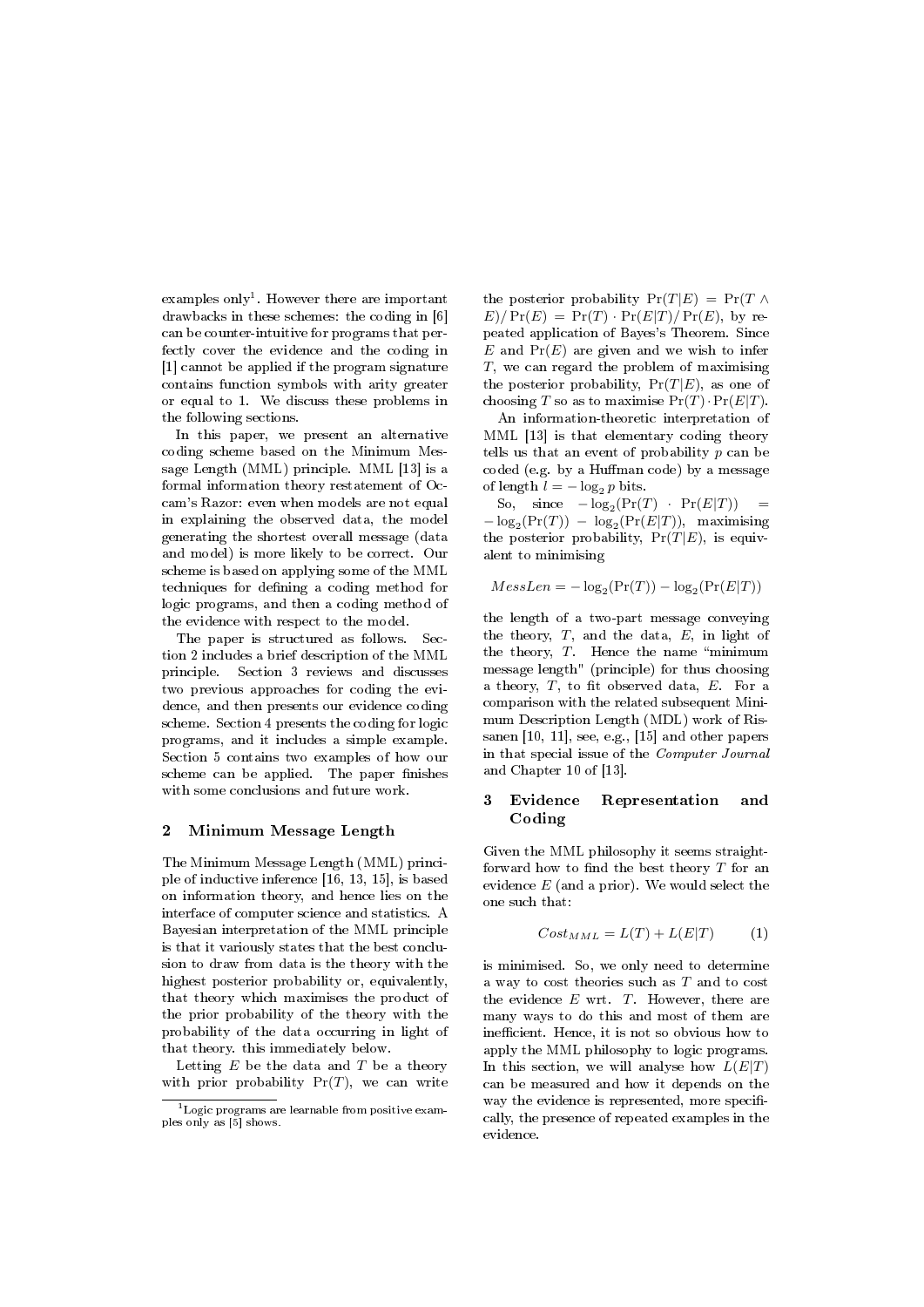examples only[1]. However there are important drawbacks in these schemes: the coding in [6] can be counter-intuitive for programs that perfectly cover the evidence and the coding in [1] cannot be applied if the program signature contains function symbols with arity greater or equal to 1. We discuss these problems in the following sections.

In this paper, we present an alternative coding scheme based on the Minimum Message Length (MML) principle. MML [13] is a formal information theory restatement of Occam's Razor: even when models are not equal in explaining the observed data, the model generating the shortest overall message (data and model) is more likely to be correct. Our scheme is based on applying some of the MML techniques for defining a coding method for logic programs, and then a coding method of the evidence with respect to the model.

The paper is structured as follows. Section 2 includes a brief description of the MML principle. Section 3 reviews and discusses two previous approaches for coding the evidence, and then presents our evidence coding scheme. Section 4 presents the coding for logic programs, and it includes a simple example. Section 5 contains two examples of how our scheme can be applied. The paper finishes with some conclusions and future work.

## 2 Minimum Message Length

The Minimum Message Length (MML) principle of inductive inference [16, 13, 15], is based on information theory, and hence lies on the interface of computer science and statistics. A Bayesian interpretation of the MML principle is that it variously states that the best conclusion to draw from data is the theory with the highest posterior probability or, equivalently, that theory which maximises the product of the prior probability of the theory with the probability of the data occurring in light of that theory. this immediately below.

Letting $E$ be the data and $T$ be a theory with prior probability $\Pr(T)$, we can write the posterior probability $\Pr(T|E) = \Pr(T \wedge E)/\Pr(E) = \Pr(T) \cdot \Pr(E|T)/\Pr(E)$, by repeated application of Bayes's Theorem. Since $E$ and $\Pr(E)$ are given and we wish to infer $T$, we can regard the problem of maximising the posterior probability, $\Pr(T|E)$, as one of choosing $T$ so as to maximise $\Pr(T) \cdot \Pr(E|T)$.

An information-theoretic interpretation of MML [13] is that elementary coding theory tells us that an event of probability $p$ can be coded (e.g. by a Huffman code) by a message of length $l = -\log_2 p$ bits.

So, since $-\log_2(\Pr(T) \cdot \Pr(E|T)) = -\log_2(\Pr(T)) - \log_2(\Pr(E|T))$, maximising the posterior probability, $\Pr(T|E)$, is equivalent to minimising

$$MessLen = -\log_2(\Pr(T)) - \log_2(\Pr(E|T))$$

the length of a two-part message conveying the theory, $T$, and the data, $E$, in light of the theory, $T$. Hence the name "minimum message length" (principle) for thus choosing a theory, $T$, to fit observed data, $E$. For a comparison with the related subsequent Minimum Description Length (MDL) work of Rissanen [10, 11], see, e.g., [15] and other papers in that special issue of the *Computer Journal* and Chapter 10 of [13].

## 3 Evidence Representation and Coding

Given the MML philosophy it seems straightforward how to find the best theory $T$ for an evidence $E$ (and a prior). We would select the one such that:

$$Cost_{MML} = L(T) + L(E|T) \qquad (1)$$

is minimised. So, we only need to determine a way to cost theories such as $T$ and to cost the evidence $E$ wrt. $T$. However, there are many ways to do this and most of them are inefficient. Hence, it is not so obvious how to apply the MML philosophy to logic programs. In this section, we will analyse how $L(E|T)$ can be measured and how it depends on the way the evidence is represented, more specifically, the presence of repeated examples in the evidence.

[1] Logic programs are learnable from positive examples only as [5] shows.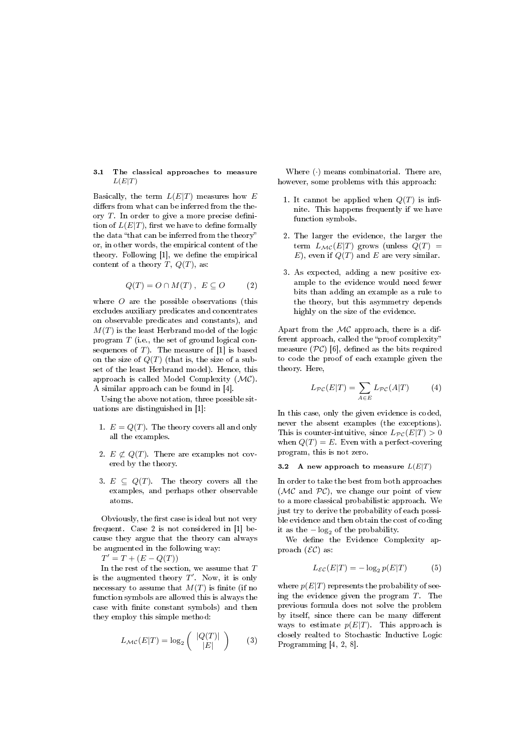### 3.1 The classical approaches to measure $L(E|T)$

Basically, the term $L(E|T)$ measures how $E$ differs from what can be inferred from the theory $T$. In order to give a more precise definition of $L(E|T)$, first we have to define formally the data "that can be inferred from the theory" or, in other words, the empirical content of the theory. Following [1], we define the empirical content of a theory $T$, $Q(T)$, as:

$$Q(T) = O \cap M(T) \; , \;\; E \subseteq O \qquad (2)$$

where $O$ are the possible observations (this excludes auxiliary predicates and concentrates on observable predicates and constants), and $M(T)$ is the least Herbrand model of the logic program $T$ (i.e., the set of ground logical consequences of $T$). The measure of [1] is based on the size of $Q(T)$ (that is, the size of a subset of the least Herbrand model). Hence, this approach is called Model Complexity ($\mathcal{MC}$). A similar approach can be found in [4].

Using the above notation, three possible situations are distinguished in [1]:

1. $E = Q(T)$. The theory covers all and only all the examples.
2. $E \not\subset Q(T)$. There are examples not covered by the theory.
3. $E \subseteq Q(T)$. The theory covers all the examples, and perhaps other observable atoms.

Obviously, the first case is ideal but not very frequent. Case 2 is not considered in [1] because they argue that the theory can always be augmented in the following way:
$T' = T + (E - Q(T))$

In the rest of the section, we assume that $T$ is the augmented theory $T'$. Now, it is only necessary to assume that $M(T)$ is finite (if no function symbols are allowed this is always the case with finite constant symbols) and then they employ this simple method:

$$L_{\mathcal{MC}}(E|T) = \log_2 \binom{|Q(T)|}{|E|} \qquad (3)$$

Where $(\cdot)$ means combinatorial. There are, however, some problems with this approach:

1. It cannot be applied when $Q(T)$ is infinite. This happens frequently if we have function symbols.
2. The larger the evidence, the larger the term $L_{\mathcal{MC}}(E|T)$ grows (unless $Q(T) = E$), even if $Q(T)$ and $E$ are very similar.
3. As expected, adding a new positive example to the evidence would need fewer bits than adding an example as a rule to the theory, but this asymmetry depends highly on the size of the evidence.

Apart from the $\mathcal{MC}$ approach, there is a different approach, called the "proof complexity" measure ($\mathcal{PC}$) [6], defined as the bits required to code the proof of each example given the theory. Here,

$$L_{\mathcal{PC}}(E|T) = \sum_{A \in E} L_{\mathcal{PC}}(A|T) \qquad (4)$$

In this case, only the given evidence is coded, never the absent examples (the exceptions). This is counter-intuitive, since $L_{\mathcal{PC}}(E|T) > 0$ when $Q(T) = E$. Even with a perfect-covering program, this is not zero.

### 3.2 A new approach to measure $L(E|T)$

In order to take the best from both approaches ($\mathcal{MC}$ and $\mathcal{PC}$), we change our point of view to a more classical probabilistic approach. We just try to derive the probability of each possible evidence and then obtain the cost of coding it as the $-\log_2$ of the probability.

We define the Evidence Complexity approach ($\mathcal{EC}$) as:

$$L_{\mathcal{EC}}(E|T) = -\log_2 p(E|T) \qquad (5)$$

where $p(E|T)$ represents the probability of seeing the evidence given the program $T$. The previous formula does not solve the problem by itself, since there can be many different ways to estimate $p(E|T)$. This approach is closely realted to Stochastic Inductive Logic Programming [4, 2, 8].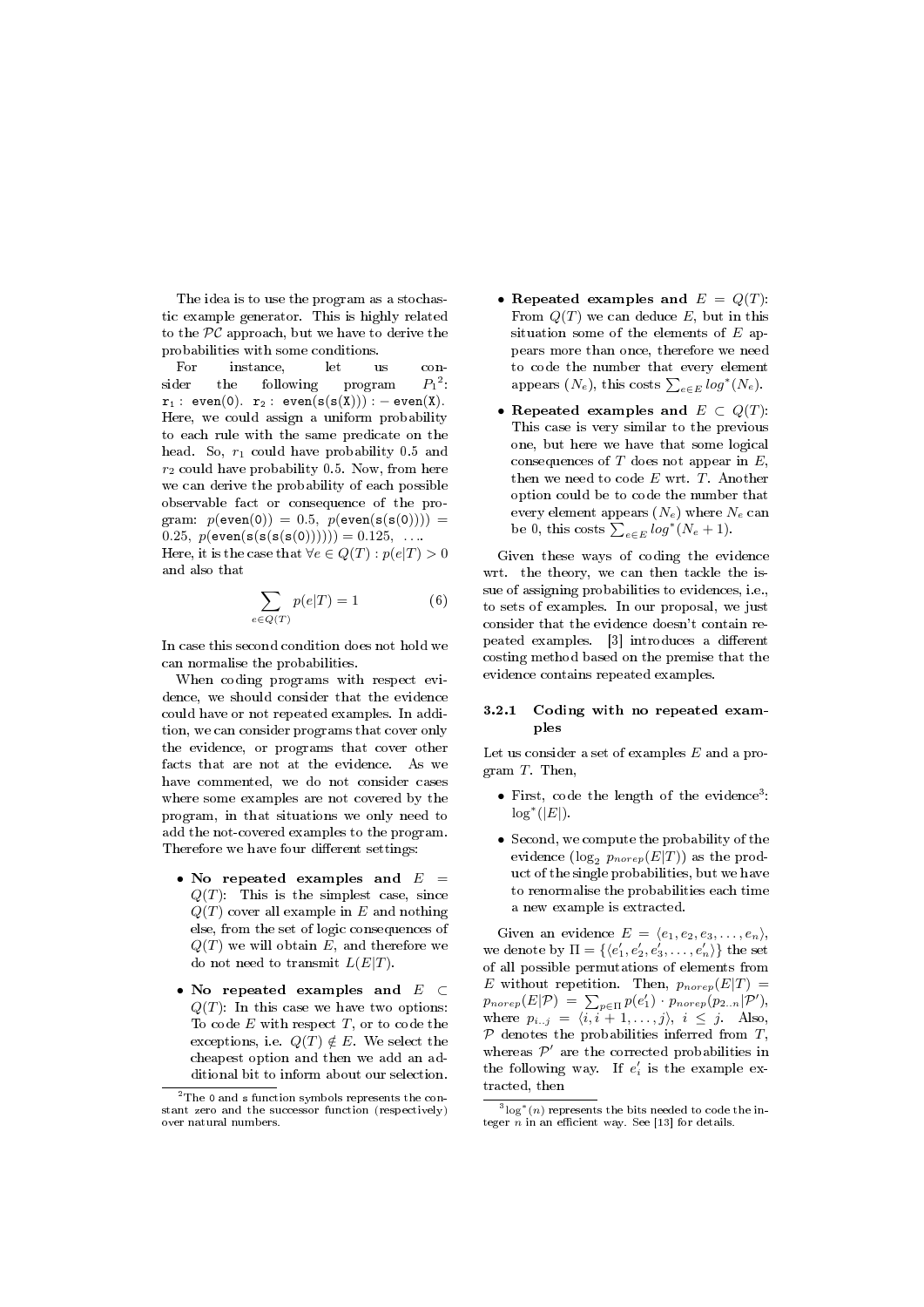The idea is to use the program as a stochastic example generator. This is highly related to the $\mathcal{PC}$ approach, but we have to derive the probabilities with some conditions.

For instance, let us consider the following program $P_1$[2]: $r_1$ : `even(0).` $r_2$ : `even(s(s(X))) :- even(X).` Here, we could assign a uniform probability to each rule with the same predicate on the head. So, $r_1$ could have probability 0.5 and $r_2$ could have probability 0.5. Now, from here we can derive the probability of each possible observable fact or consequence of the program: $p(\texttt{even(0)}) = 0.5$, $p(\texttt{even(s(s(0)))}) = 0.25$, $p(\texttt{even(s(s(s(s(0)))))}) = 0.125$, .... Here, it is the case that $\forall e \in Q(T) : p(e|T) > 0$ and also that

$$\sum_{e \in Q(T)} p(e|T) = 1 \qquad (6)$$

In case this second condition does not hold we can normalise the probabilities.

When coding programs with respect evidence, we should consider that the evidence could have or not repeated examples. In addition, we can consider programs that cover only the evidence, or programs that cover other facts that are not at the evidence. As we have commented, we do not consider cases where some examples are not covered by the program, in that situations we only need to add the not-covered examples to the program. Therefore we have four different settings:

- **No repeated examples and** $E = Q(T)$: This is the simplest case, since $Q(T)$ cover all example in $E$ and nothing else, from the set of logic consequences of $Q(T)$ we will obtain $E$, and therefore we do not need to transmit $L(E|T)$.
- **No repeated examples and** $E \subset Q(T)$: In this case we have two options: To code $E$ with respect $T$, or to code the exceptions, i.e. $Q(T) \notin E$. We select the cheapest option and then we add an additional bit to inform about our selection.
- **Repeated examples and** $E = Q(T)$: From $Q(T)$ we can deduce $E$, but in this situation some of the elements of $E$ appears more than once, therefore we need to code the number that every element appears ($N_e$), this costs $\sum_{e \in E} log^*(N_e)$.
- **Repeated examples and** $E \subset Q(T)$: This case is very similar to the previous one, but here we have that some logical consequences of $T$ does not appear in $E$, then we need to code $E$ wrt. $T$. Another option could be to code the number that every element appears ($N_e$) where $N_e$ can be 0, this costs $\sum_{e \in E} log^*(N_e + 1)$.

Given these ways of coding the evidence wrt. the theory, we can then tackle the issue of assigning probabilities to evidences, i.e., to sets of examples. In our proposal, we just consider that the evidence doesn't contain repeated examples. [3] introduces a different costing method based on the premise that the evidence contains repeated examples.

#### 3.2.1 Coding with no repeated examples

Let us consider a set of examples $E$ and a program $T$. Then,

- First, code the length of the evidence[3]: $\log^*(|E|)$.
- Second, we compute the probability of the evidence ($\log_2 p_{norep}(E|T)$) as the product of the single probabilities, but we have to renormalise the probabilities each time a new example is extracted.

Given an evidence $E = \langle e_1, e_2, e_3, \ldots, e_n \rangle$, we denote by $\Pi = \{\langle e'_1, e'_2, e'_3, \ldots, e'_n \rangle\}$ the set of all possible permutations of elements from $E$ without repetition. Then, $p_{norep}(E|T) = p_{norep}(E|\mathcal{P}) = \sum_{p \in \Pi} p(e'_1) \cdot p_{norep}(p_{2..n}|\mathcal{P}')$, where $p_{i..j} = \langle i, i+1, \ldots, j \rangle$, $i \leq j$. Also, $\mathcal{P}$ denotes the probabilities inferred from $T$, whereas $\mathcal{P}'$ are the corrected probabilities in the following way. If $e'_i$ is the example extracted, then

[2] The `0` and `s` function symbols represents the constant zero and the successor function (respectively) over natural numbers.

[3] $\log^*(n)$ represents the bits needed to code the integer $n$ in an efficient way. See [13] for details.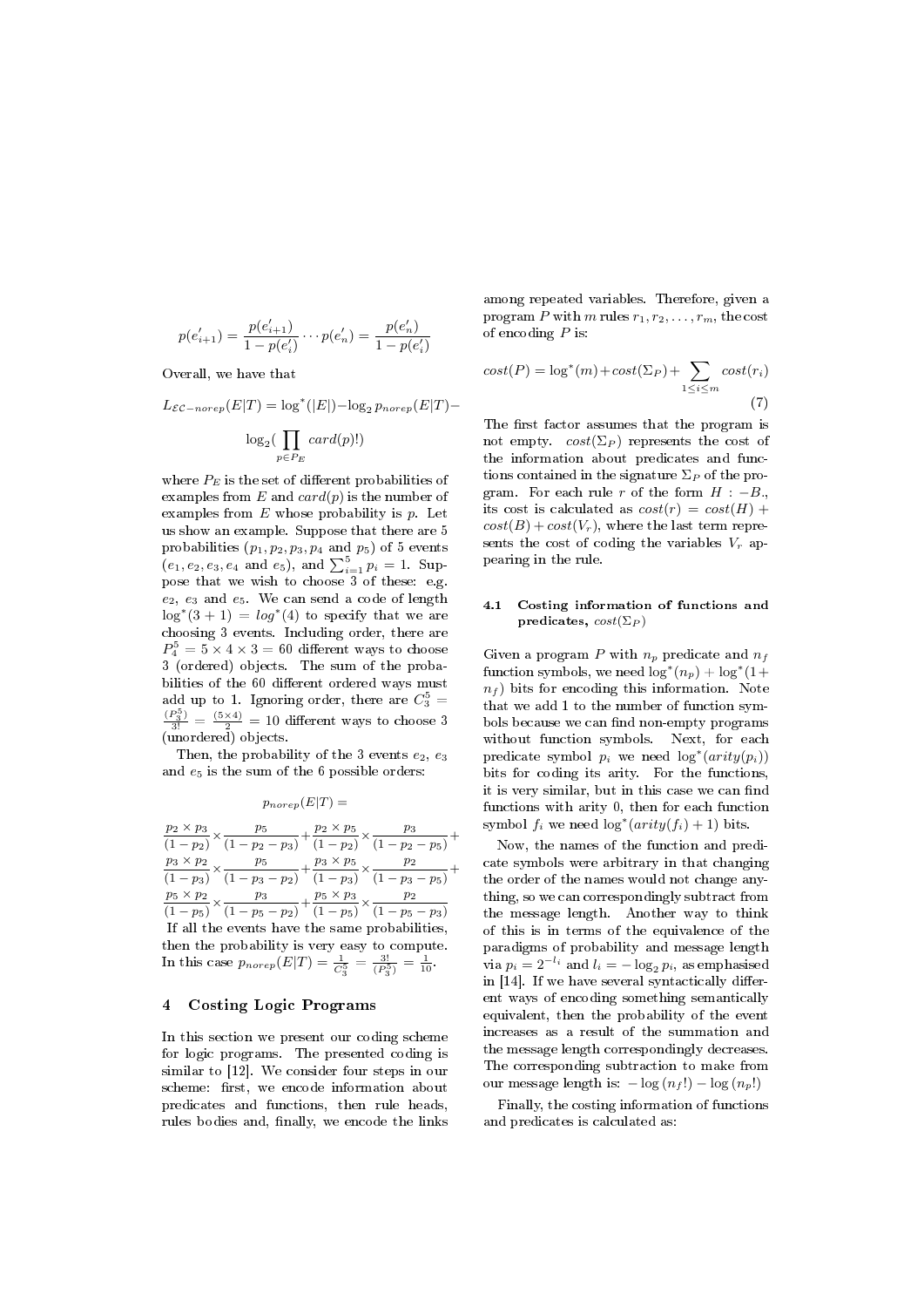$$p(e'_{i+1}) = \frac{p(e'_{i+1})}{1-p(e'_i)} \cdots p(e'_n) = \frac{p(e'_n)}{1-p(e'_i)}$$

Overall, we have that

$$L_{\mathcal{EC}-norep}(E|T) = \log^*(|E|) - \log_2 p_{norep}(E|T) - \log_2\left(\prod_{p \in P_E} card(p)!\right)$$

where $P_E$ is the set of different probabilities of examples from $E$ and $card(p)$ is the number of examples from $E$ whose probability is $p$. Let us show an example. Suppose that there are 5 probabilities ($p_1, p_2, p_3, p_4$ and $p_5$) of 5 events ($e_1, e_2, e_3, e_4$ and $e_5$), and $\sum_{i=1}^{5} p_i = 1$. Suppose that we wish to choose 3 of these: e.g. $e_2$, $e_3$ and $e_5$. We can send a code of length $\log^*(3+1) = log^*(4)$ to specify that we are choosing 3 events. Including order, there are $P_4^5 = 5 \times 4 \times 3 = 60$ different ways to choose 3 (ordered) objects. The sum of the probabilities of the 60 different ordered ways must add up to 1. Ignoring order, there are $C_3^5 = \frac{(P_3^5)}{3!} = \frac{(5\times 4)}{2} = 10$ different ways to choose 3 (unordered) objects.

Then, the probability of the 3 events $e_2$, $e_3$ and $e_5$ is the sum of the 6 possible orders:

$$p_{norep}(E|T) =$$

$$\frac{p_2 \times p_3}{(1-p_2)} \times \frac{p_5}{(1-p_2-p_3)} + \frac{p_2 \times p_5}{(1-p_2)} \times \frac{p_3}{(1-p_2-p_5)} +$$
$$\frac{p_3 \times p_2}{(1-p_3)} \times \frac{p_5}{(1-p_3-p_2)} + \frac{p_3 \times p_5}{(1-p_3)} \times \frac{p_2}{(1-p_3-p_5)} +$$
$$\frac{p_5 \times p_2}{(1-p_5)} \times \frac{p_3}{(1-p_5-p_2)} + \frac{p_5 \times p_3}{(1-p_5)} \times \frac{p_2}{(1-p_5-p_3)}$$

If all the events have the same probabilities, then the probability is very easy to compute. In this case $p_{norep}(E|T) = \frac{1}{C_3^5} = \frac{3!}{(P_3^5)} = \frac{1}{10}$.

## 4 Costing Logic Programs

In this section we present our coding scheme for logic programs. The presented coding is similar to [12]. We consider four steps in our scheme: first, we encode information about predicates and functions, then rule heads, rules bodies and, finally, we encode the links among repeated variables. Therefore, given a program $P$ with $m$ rules $r_1, r_2, \ldots, r_m$, the cost of encoding $P$ is:

$$cost(P) = \log^*(m) + cost(\Sigma_P) + \sum_{1 \le i \le m} cost(r_i) \quad (7)$$

The first factor assumes that the program is not empty. $cost(\Sigma_P)$ represents the cost of the information about predicates and functions contained in the signature $\Sigma_P$ of the program. For each rule $r$ of the form $H :- B.$, its cost is calculated as $cost(r) = cost(H) + cost(B) + cost(V_r)$, where the last term represents the cost of coding the variables $V_r$ appearing in the rule.

### 4.1 Costing information of functions and predicates, $cost(\Sigma_P)$

Given a program $P$ with $n_p$ predicate and $n_f$ function symbols, we need $\log^*(n_p) + \log^*(1 + n_f)$ bits for encoding this information. Note that we add 1 to the number of function symbols because we can find non-empty programs without function symbols. Next, for each predicate symbol $p_i$ we need $\log^*(arity(p_i))$ bits for coding its arity. For the functions, it is very similar, but in this case we can find functions with arity 0, then for each function symbol $f_i$ we need $\log^*(arity(f_i) + 1)$ bits.

Now, the names of the function and predicate symbols were arbitrary in that changing the order of the names would not change anything, so we can correspondingly subtract from the message length. Another way to think of this is in terms of the equivalence of the paradigms of probability and message length via $p_i = 2^{-l_i}$ and $l_i = -\log_2 p_i$, as emphasised in [14]. If we have several syntactically different ways of encoding something semantically equivalent, then the probability of the event increases as a result of the summation and the message length correspondingly decreases. The corresponding subtraction to make from our message length is: $-\log(n_f!) - \log(n_p!)$

Finally, the costing information of functions and predicates is calculated as: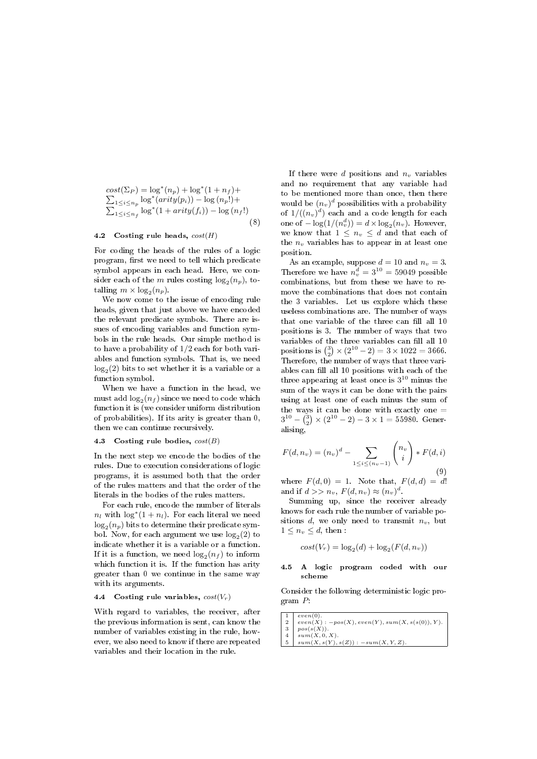$$cost(\Sigma_P) = \log^*(n_p) + \log^*(1+n_f) + \sum_{1\le i\le n_p} \log^*(arity(p_i)) - \log(n_p!) + \sum_{1\le i\le n_f} \log^*(1+arity(f_i)) - \log(n_f!) \quad (8)$$

### 4.2 Costing rule heads, $cost(H)$

For coding the heads of the rules of a logic program, first we need to tell which predicate symbol appears in each head. Here, we consider each of the $m$ rules costing $\log_2(n_p)$, totalling $m \times \log_2(n_p)$.

We now come to the issue of encoding rule heads, given that just above we have encoded the relevant predicate symbols. There are issues of encoding variables and function symbols in the rule heads. Our simple method is to have a probability of $1/2$ each for both variables and function symbols. That is, we need $\log_2(2)$ bits to set whether it is a variable or a function symbol.

When we have a function in the head, we must add $\log_2(n_f)$ since we need to code which function it is (we consider uniform distribution of probabilities). If its arity is greater than 0, then we can continue recursively.

### 4.3 Costing rule bodies, $cost(B)$

In the next step we encode the bodies of the rules. Due to execution considerations of logic programs, it is assumed both that the order of the rules matters and that the order of the literals in the bodies of the rules matters.

For each rule, encode the number of literals $n_l$ with $\log^*(1+n_l)$. For each literal we need $\log_2(n_p)$ bits to determine their predicate symbol. Now, for each argument we use $\log_2(2)$ to indicate whether it is a variable or a function. If it is a function, we need $\log_2(n_f)$ to inform which function it is. If the function has arity greater than 0 we continue in the same way with its arguments.

### 4.4 Costing rule variables, $cost(V_r)$

With regard to variables, the receiver, after the previous information is sent, can know the number of variables existing in the rule, however, we also need to know if there are repeated variables and their location in the rule.

If there were $d$ positions and $n_v$ variables and no requirement that any variable had to be mentioned more than once, then there would be $(n_v)^d$ possibilities with a probability of $1/((n_v)^d)$ each and a code length for each one of $-\log(1/(n_v^d)) = d \times \log_2(n_v)$. However, we know that $1 \le n_v \le d$ and that each of the $n_v$ variables has to appear in at least one position.

As an example, suppose $d = 10$ and $n_v = 3$. Therefore we have $n_v^d = 3^{10} = 59049$ possible combinations, but from these we have to remove the combinations that does not contain the 3 variables. Let us explore which these useless combinations are. The number of ways that one variable of the three can fill all 10 positions is 3. The number of ways that two variables of the three variables can fill all 10 positions is $\binom{3}{2} \times (2^{10}-2) = 3 \times 1022 = 3666$. Therefore, the number of ways that three variables can fill all 10 positions with each of the three appearing at least once is $3^{10}$ minus the sum of the ways it can be done with the pairs using at least one of each minus the sum of the ways it can be done with exactly one $= 3^{10} - \binom{3}{2} \times (2^{10}-2) - 3 \times 1 = 55980$. Generalising,

$$F(d, n_v) = (n_v)^d - \sum_{1 \le i \le (n_v - 1)} \binom{n_v}{i} * F(d, i) \quad (9)$$

where $F(d, 0) = 1$. Note that, $F(d, d) = d!$ and if $d >> n_v$, $F(d, n_v) \approx (n_v)^d$.

Summing up, since the receiver already knows for each rule the number of variable positions $d$, we only need to transmit $n_v$, but $1 \le n_v \le d$, then :

$$cost(V_r) = \log_2(d) + \log_2(F(d, n_v))$$

### 4.5 A logic program coded with our scheme

Consider the following deterministic logic program $P$:

| | |
|---|---|
| 1 | $even(0).$ |
| 2 | $even(X) :- pos(X), even(Y), sum(X, s(s(0)), Y).$ |
| 3 | $pos(s(X)).$ |
| 4 | $sum(X, 0, X).$ |
| 5 | $sum(X, s(Y), s(Z)) :- sum(X, Y, Z).$ |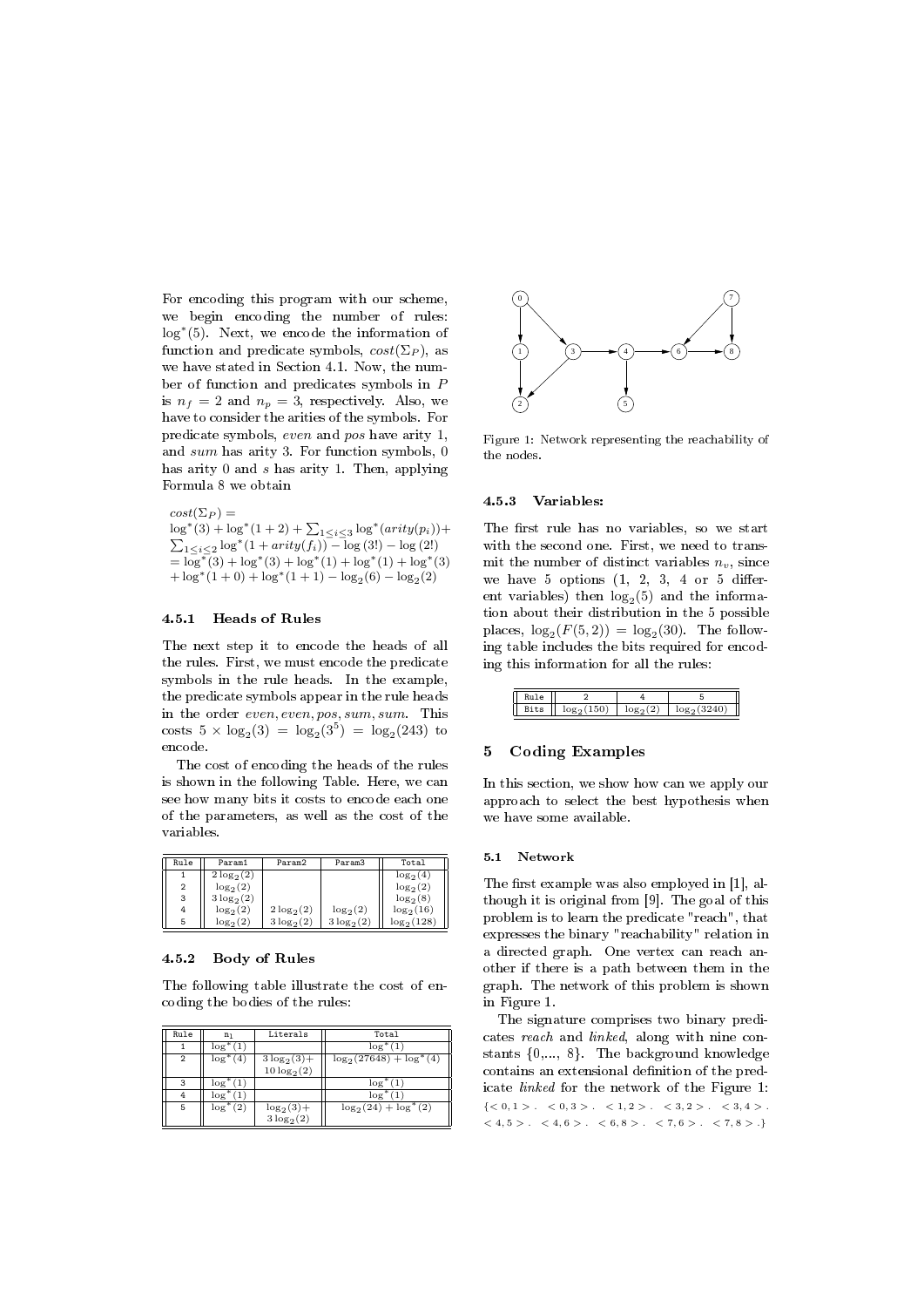For encoding this program with our scheme, we begin encoding the number of rules: $\log^*(5)$. Next, we encode the information of function and predicate symbols, $cost(\Sigma_P)$, as we have stated in Section 4.1. Now, the number of function and predicates symbols in $P$ is $n_f = 2$ and $n_p = 3$, respectively. Also, we have to consider the arities of the symbols. For predicate symbols, *even* and *pos* have arity 1, and *sum* has arity 3. For function symbols, 0 has arity 0 and *s* has arity 1. Then, applying Formula 8 we obtain

$$
\begin{aligned}
&cost(\Sigma_P) = \\
&\log^*(3) + \log^*(1+2) + \sum_{1 \leq i \leq 3} \log^*(arity(p_i)) + \\
&\sum_{1 \leq i \leq 2} \log^*(1 + arity(f_i)) - \log(3!) - \log(2!) \\
&= \log^*(3) + \log^*(3) + \log^*(1) + \log^*(1) + \log^*(3) \\
&+ \log^*(1+0) + \log^*(1+1) - \log_2(6) - \log_2(2)
\end{aligned}
$$

#### 4.5.1 Heads of Rules

The next step it to encode the heads of all the rules. First, we must encode the predicate symbols in the rule heads. In the example, the predicate symbols appear in the rule heads in the order *even, even, pos, sum, sum*. This costs $5 \times \log_2(3) = \log_2(3^5) = \log_2(243)$ to encode.

The cost of encoding the heads of the rules is shown in the following Table. Here, we can see how many bits it costs to encode each one of the parameters, as well as the cost of the variables.

| Rule | Param1 | Param2 | Param3 | Total |
|---|---|---|---|---|
| 1 | $2\log_2(2)$ | | | $\log_2(4)$ |
| 2 | $\log_2(2)$ | | | $\log_2(2)$ |
| 3 | $3\log_2(2)$ | | | $\log_2(8)$ |
| 4 | $\log_2(2)$ | $2\log_2(2)$ | $\log_2(2)$ | $\log_2(16)$ |
| 5 | $\log_2(2)$ | $3\log_2(2)$ | $3\log_2(2)$ | $\log_2(128)$ |

#### 4.5.2 Body of Rules

The following table illustrate the cost of encoding the bodies of the rules:

| Rule | $n_l$ | Literals | Total |
|---|---|---|---|
| 1 | $\log^*(1)$ | | $\log^*(1)$ |
| 2 | $\log^*(4)$ | $3\log_2(3)+$ $10\log_2(2)$ | $\log_2(27648) + \log^*(4)$ |
| 3 | $\log^*(1)$ | | $\log^*(1)$ |
| 4 | $\log^*(1)$ | | $\log^*(1)$ |
| 5 | $\log^*(2)$ | $\log_2(3)+$ $3\log_2(2)$ | $\log_2(24) + \log^*(2)$ |

Figure 1: Network representing the reachability of the nodes.

#### 4.5.3 Variables:

The first rule has no variables, so we start with the second one. First, we need to transmit the number of distinct variables $n_v$, since we have 5 options (1, 2, 3, 4 or 5 different variables) then $\log_2(5)$ and the information about their distribution in the 5 possible places, $\log_2(F(5,2)) = \log_2(30)$. The following table includes the bits required for encoding this information for all the rules:

| Rule | 2 | 4 | 5 |
|---|---|---|---|
| Bits | $\log_2(150)$ | $\log_2(2)$ | $\log_2(3240)$ |

## 5 Coding Examples

In this section, we show how can we apply our approach to select the best hypothesis when we have some available.

### 5.1 Network

The first example was also employed in [1], although it is original from [9]. The goal of this problem is to learn the predicate "reach", that expresses the binary "reachability" relation in a directed graph. One vertex can reach another if there is a path between them in the graph. The network of this problem is shown in Figure 1.

The signature comprises two binary predicates *reach* and *linked*, along with nine constants {0,..., 8}. The background knowledge contains an extensional definition of the predicate *linked* for the network of the Figure 1: {< 0, 1 >. < 0, 3 >. < 1, 2 >. < 3, 2 >. < 3, 4 >. < 4, 5 >. < 4, 6 >. < 6, 8 >. < 7, 6 >. < 7, 8 >.}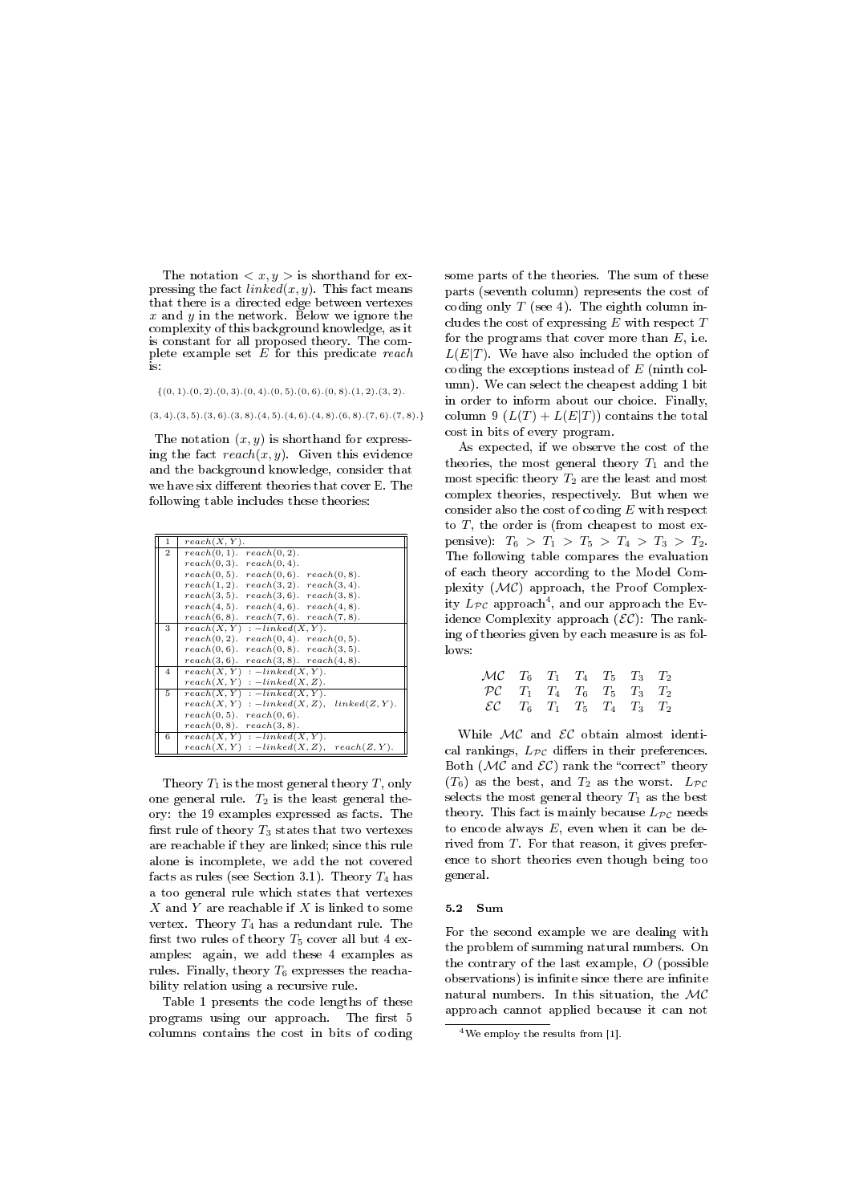The notation $< x, y >$ is shorthand for expressing the fact $linked(x, y)$. This fact means that there is a directed edge between vertexes $x$ and $y$ in the network. Below we ignore the complexity of this background knowledge, as it is constant for all proposed theory. The complete example set $E$ for this predicate $reach$ is:

$\{(0,1).(0,2).(0,3).(0,4).(0,5).(0,6).(0,8).(1,2).(3,2).$

$(3,4).(3,5).(3,6).(3,8).(4,5).(4,6).(4,8).(6,8).(7,6).(7,8).\}$

The notation $(x, y)$ is shorthand for expressing the fact $reach(x, y)$. Given this evidence and the background knowledge, consider that we have six different theories that cover E. The following table includes these theories:

| | |
|---|---|
| 1 | $reach(X, Y).$ |
| 2 | $reach(0,1).$ $reach(0,2).$ $reach(0,3).$ $reach(0,4).$ $reach(0,5).$ $reach(0,6).$ $reach(0,8).$ $reach(1,2).$ $reach(3,2).$ $reach(3,4).$ $reach(3,5).$ $reach(3,6).$ $reach(3,8).$ $reach(4,5).$ $reach(4,6).$ $reach(4,8).$ $reach(6,8).$ $reach(7,6).$ $reach(7,8).$ |
| 3 | $reach(X, Y)$ :$-linked(X, Y).$ $reach(0,2).$ $reach(0,4).$ $reach(0,5).$ $reach(0,6).$ $reach(0,8).$ $reach(3,5).$ $reach(3,6).$ $reach(3,8).$ $reach(4,8).$ |
| 4 | $reach(X, Y)$ :$-linked(X, Y).$ $reach(X, Y)$ :$-linked(X, Z).$ |
| 5 | $reach(X, Y)$ :$-linked(X, Y).$ $reach(X, Y)$ :$-linked(X, Z),\ linked(Z, Y).$ $reach(0,5).$ $reach(0,6).$ $reach(0,8).$ $reach(3,8).$ |
| 6 | $reach(X, Y)$ :$-linked(X, Y).$ $reach(X, Y)$ :$-linked(X, Z),\ reach(Z, Y).$ |

Theory $T_1$ is the most general theory $T$, only one general rule. $T_2$ is the least general theory: the 19 examples expressed as facts. The first rule of theory $T_3$ states that two vertexes are reachable if they are linked; since this rule alone is incomplete, we add the not covered facts as rules (see Section 3.1). Theory $T_4$ has a too general rule which states that vertexes $X$ and $Y$ are reachable if $X$ is linked to some vertex. Theory $T_4$ has a redundant rule. The first two rules of theory $T_5$ cover all but 4 examples: again, we add these 4 examples as rules. Finally, theory $T_6$ expresses the reachability relation using a recursive rule.

Table 1 presents the code lengths of these programs using our approach. The first 5 columns contains the cost in bits of coding some parts of the theories. The sum of these parts (seventh column) represents the cost of coding only $T$ (see 4). The eighth column includes the cost of expressing $E$ with respect $T$ for the programs that cover more than $E$, i.e. $L(E|T)$. We have also included the option of coding the exceptions instead of $E$ (ninth column). We can select the cheapest adding 1 bit in order to inform about our choice. Finally, column 9 ($L(T) + L(E|T)$) contains the total cost in bits of every program.

As expected, if we observe the cost of the theories, the most general theory $T_1$ and the most specific theory $T_2$ are the least and most complex theories, respectively. But when we consider also the cost of coding $E$ with respect to $T$, the order is (from cheapest to most expensive): $T_6 > T_1 > T_5 > T_4 > T_3 > T_2$. The following table compares the evaluation of each theory according to the Model Complexity ($\mathcal{MC}$) approach, the Proof Complexity $L_{\mathcal{PC}}$ approach[4], and our approach the Evidence Complexity approach ($\mathcal{EC}$): The ranking of theories given by each measure is as follows:

| | | | | | | |
|---|---|---|---|---|---|---|
| $\mathcal{MC}$ | $T_6$ | $T_1$ | $T_4$ | $T_5$ | $T_3$ | $T_2$ |
| $\mathcal{PC}$ | $T_1$ | $T_4$ | $T_6$ | $T_5$ | $T_3$ | $T_2$ |
| $\mathcal{EC}$ | $T_6$ | $T_1$ | $T_5$ | $T_4$ | $T_3$ | $T_2$ |

While $\mathcal{MC}$ and $\mathcal{EC}$ obtain almost identical rankings, $L_{\mathcal{PC}}$ differs in their preferences. Both ($\mathcal{MC}$ and $\mathcal{EC}$) rank the "correct" theory ($T_6$) as the best, and $T_2$ as the worst. $L_{\mathcal{PC}}$ selects the most general theory $T_1$ as the best theory. This fact is mainly because $L_{\mathcal{PC}}$ needs to encode always $E$, even when it can be derived from $T$. For that reason, it gives preference to short theories even though being too general.

### 5.2 Sum

For the second example we are dealing with the problem of summing natural numbers. On the contrary of the last example, $O$ (possible observations) is infinite since there are infinite natural numbers. In this situation, the $\mathcal{MC}$ approach cannot applied because it can not

[4] We employ the results from [1].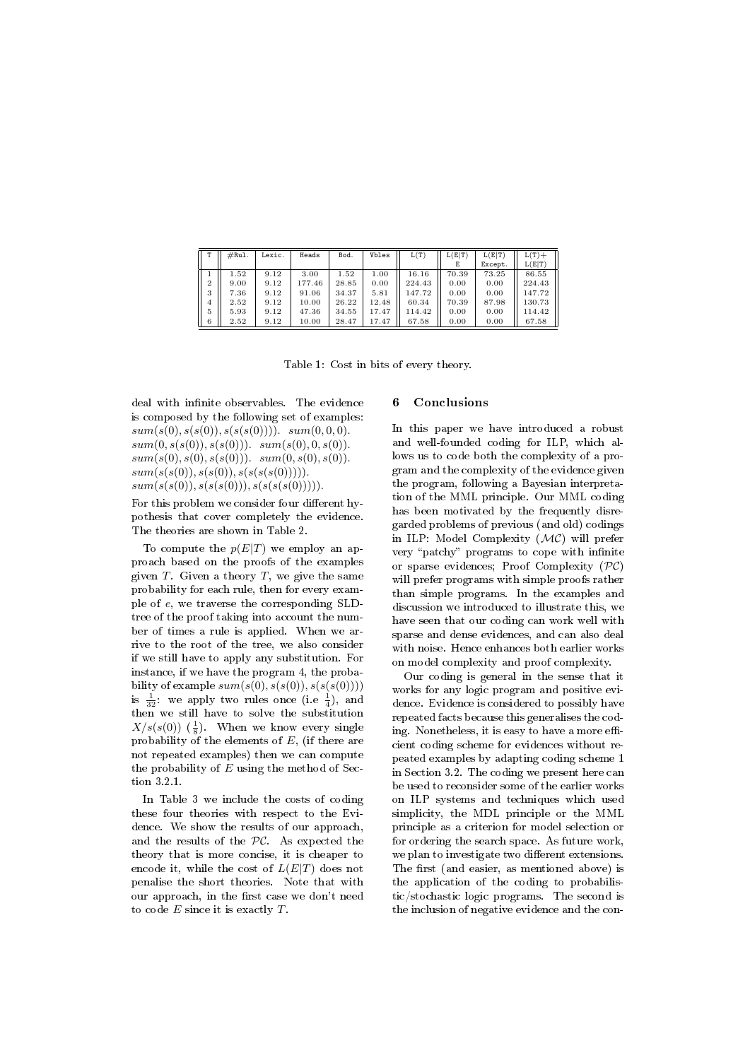| T | #Rul. | Lexic. | Heads | Bod. | Vbles | L(T) | L(E\|T) E | L(E\|T) Except. | L(T)+ L(E\|T) |
|---|---|---|---|---|---|---|---|---|---|
| 1 | 1.52 | 9.12 | 3.00 | 1.52 | 1.00 | 16.16 | 70.39 | 73.25 | 86.55 |
| 2 | 9.00 | 9.12 | 177.46 | 28.85 | 0.00 | 224.43 | 0.00 | 0.00 | 224.43 |
| 3 | 7.36 | 9.12 | 91.06 | 34.37 | 5.81 | 147.72 | 0.00 | 0.00 | 147.72 |
| 4 | 2.52 | 9.12 | 10.00 | 26.22 | 12.48 | 60.34 | 70.39 | 87.98 | 130.73 |
| 5 | 5.93 | 9.12 | 47.36 | 34.55 | 17.47 | 114.42 | 0.00 | 0.00 | 114.42 |
| 6 | 2.52 | 9.12 | 10.00 | 28.47 | 17.47 | 67.58 | 0.00 | 0.00 | 67.58 |

Table 1: Cost in bits of every theory.

deal with infinite observables. The evidence is composed by the following set of examples: $sum(s(0), s(s(0)), s(s(s(0))))$. $sum(0, 0, 0)$. $sum(0, s(s(0)), s(s(0)))$. $sum(s(0), 0, s(0))$. $sum(s(0), s(0), s(s(0)))$. $sum(0, s(0), s(0))$. $sum(s(s(0)), s(s(0)), s(s(s(s(0)))))$. $sum(s(s(0)), s(s(s(0))), s(s(s(s(s(0))))))$.

For this problem we consider four different hypothesis that cover completely the evidence. The theories are shown in Table 2.

To compute the $p(E|T)$ we employ an approach based on the proofs of the examples given $T$. Given a theory $T$, we give the same probability for each rule, then for every example of $e$, we traverse the corresponding SLD-tree of the proof taking into account the number of times a rule is applied. When we arrive to the root of the tree, we also consider if we still have to apply any substitution. For instance, if we have the program 4, the probability of example $sum(s(0), s(s(0)), s(s(s(0))))$ is $\frac{1}{32}$: we apply two rules once (i.e $\frac{1}{4}$), and then we still have to solve the substitution $X/s(s(0))$ ($\frac{1}{8}$). When we know every single probability of the elements of $E$, (if there are not repeated examples) then we can compute the probability of $E$ using the method of Section 3.2.1.

In Table 3 we include the costs of coding these four theories with respect to the Evidence. We show the results of our approach, and the results of the $\mathcal{PC}$. As expected the theory that is more concise, it is cheaper to encode it, while the cost of $L(E|T)$ does not penalise the short theories. Note that with our approach, in the first case we don't need to code $E$ since it is exactly $T$.

## 6 Conclusions

In this paper we have introduced a robust and well-founded coding for ILP, which allows us to code both the complexity of a program and the complexity of the evidence given the program, following a Bayesian interpretation of the MML principle. Our MML coding has been motivated by the frequently disregarded problems of previous (and old) codings in ILP: Model Complexity ($\mathcal{MC}$) will prefer very "patchy" programs to cope with infinite or sparse evidences; Proof Complexity ($\mathcal{PC}$) will prefer programs with simple proofs rather than simple programs. In the examples and discussion we introduced to illustrate this, we have seen that our coding can work well with sparse and dense evidences, and can also deal with noise. Hence enhances both earlier works on model complexity and proof complexity.

Our coding is general in the sense that it works for any logic program and positive evidence. Evidence is considered to possibly have repeated facts because this generalises the coding. Nonetheless, it is easy to have a more efficient coding scheme for evidences without repeated examples by adapting coding scheme 1 in Section 3.2. The coding we present here can be used to reconsider some of the earlier works on ILP systems and techniques which used simplicity, the MDL principle or the MML principle as a criterion for model selection or for ordering the search space. As future work, we plan to investigate two different extensions. The first (and easier, as mentioned above) is the application of the coding to probabilistic/stochastic logic programs. The second is the inclusion of negative evidence and the con-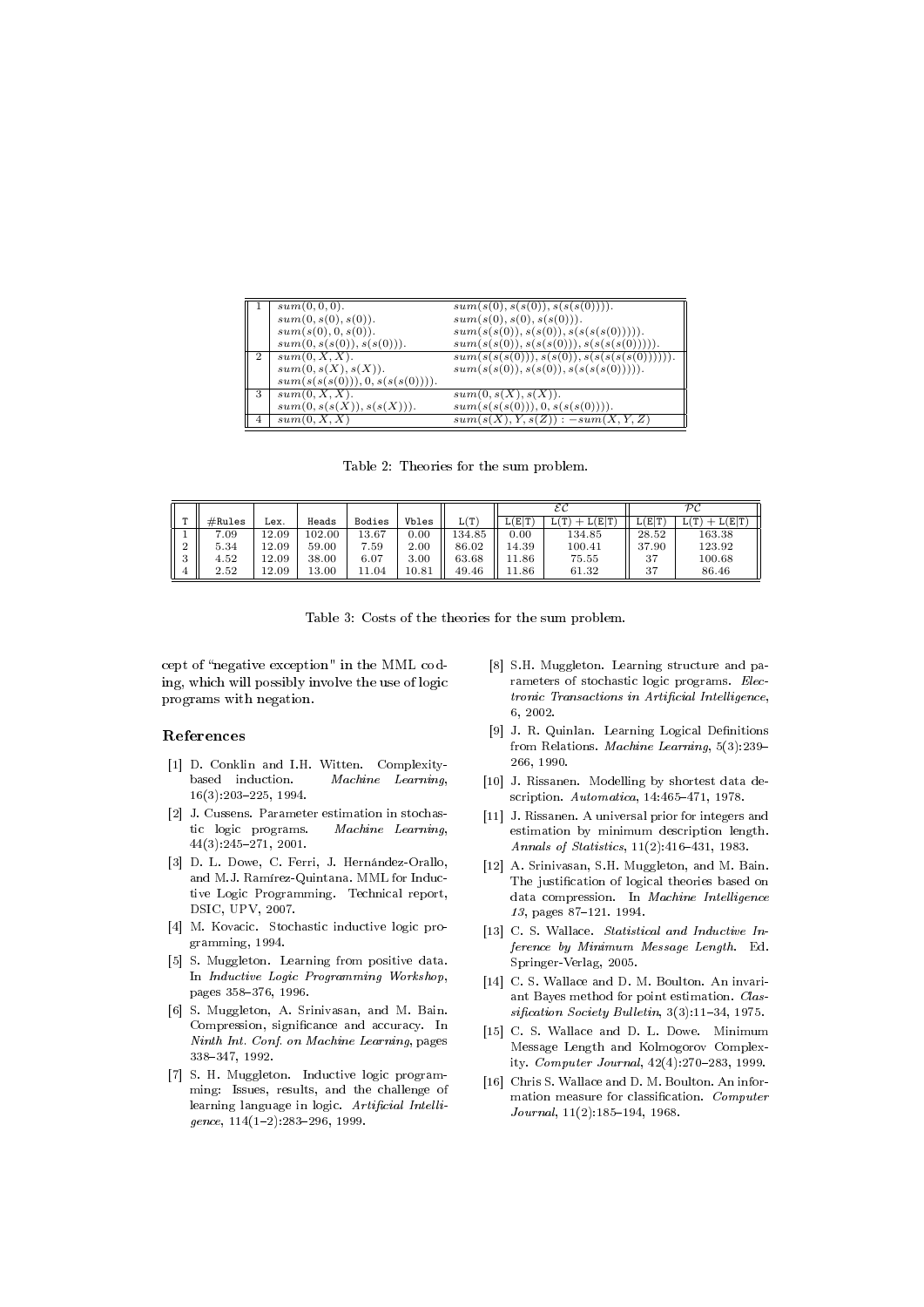| | | |
|---|---|---|
| 1 | $sum(0, 0, 0).$ | $sum(s(0), s(s(0)), s(s(s(0)))).$ |
| | $sum(0, s(0), s(0)).$ | $sum(s(0), s(0), s(s(0))).$ |
| | $sum(s(0), 0, s(0)).$ | $sum(s(s(0)), s(s(0)), s(s(s(s(0))))).$ |
| | $sum(0, s(s(0)), s(s(0))).$ | $sum(s(s(0)), s(s(s(0))), s(s(s(s(s(0)))))).$ |
| 2 | $sum(0, X, X).$ | $sum(s(s(s(0))), s(s(0)), s(s(s(s(s(0)))))).$ |
| | $sum(0, s(X), s(X)).$ | $sum(s(s(0)), s(s(0)), s(s(s(s(0))))).$ |
| | $sum(s(s(s(0))), 0, s(s(s(0)))).$ | |
| 3 | $sum(0, X, X).$ | $sum(0, s(X), s(X)).$ |
| | $sum(0, s(s(X)), s(s(X))).$ | $sum(s(s(s(0))), 0, s(s(s(0)))).$ |
| 4 | $sum(0, X, X)$ | $sum(s(X), Y, s(Z)) :- sum(X, Y, Z)$ |

Table 2: Theories for the sum problem.

| | | | | | | | $\mathcal{EC}$ | | $\mathcal{PC}$ | |
|---|---|---|---|---|---|---|---|---|---|---|
| T | #Rules | Lex. | Heads | Bodies | Vbles | L(T) | L(E\|T) | L(T) + L(E\|T) | L(E\|T) | L(T) + L(E\|T) |
| 1 | 7.09 | 12.09 | 102.00 | 13.67 | 0.00 | 134.85 | 0.00 | 134.85 | 28.52 | 163.38 |
| 2 | 5.34 | 12.09 | 59.00 | 7.59 | 2.00 | 86.02 | 14.39 | 100.41 | 37.90 | 123.92 |
| 3 | 4.52 | 12.09 | 38.00 | 6.07 | 3.00 | 63.68 | 11.86 | 75.55 | 37 | 100.68 |
| 4 | 2.52 | 12.09 | 13.00 | 11.04 | 10.81 | 49.46 | 11.86 | 61.32 | 37 | 86.46 |

Table 3: Costs of the theories for the sum problem.

cept of "negative exception" in the MML coding, which will possibly involve the use of logic programs with negation.

## References

[1] D. Conklin and I.H. Witten. Complexity-based induction. *Machine Learning*, 16(3):203–225, 1994.

[2] J. Cussens. Parameter estimation in stochastic logic programs. *Machine Learning*, 44(3):245–271, 2001.

[3] D. L. Dowe, C. Ferri, J. Hernández-Orallo, and M.J. Ramírez-Quintana. MML for Inductive Logic Programming. Technical report, DSIC, UPV, 2007.

[4] M. Kovacic. Stochastic inductive logic programming, 1994.

[5] S. Muggleton. Learning from positive data. In *Inductive Logic Programming Workshop*, pages 358–376, 1996.

[6] S. Muggleton, A. Srinivasan, and M. Bain. Compression, significance and accuracy. In *Ninth Int. Conf. on Machine Learning*, pages 338–347, 1992.

[7] S. H. Muggleton. Inductive logic programming: Issues, results, and the challenge of learning language in logic. *Artificial Intelligence*, 114(1–2):283–296, 1999.

[8] S.H. Muggleton. Learning structure and parameters of stochastic logic programs. *Electronic Transactions in Artificial Intelligence*, 6, 2002.

[9] J. R. Quinlan. Learning Logical Definitions from Relations. *Machine Learning*, 5(3):239–266, 1990.

[10] J. Rissanen. Modelling by shortest data description. *Automatica*, 14:465–471, 1978.

[11] J. Rissanen. A universal prior for integers and estimation by minimum description length. *Annals of Statistics*, 11(2):416–431, 1983.

[12] A. Srinivasan, S.H. Muggleton, and M. Bain. The justification of logical theories based on data compression. In *Machine Intelligence 13*, pages 87–121. 1994.

[13] C. S. Wallace. *Statistical and Inductive Inference by Minimum Message Length*. Ed. Springer-Verlag, 2005.

[14] C. S. Wallace and D. M. Boulton. An invariant Bayes method for point estimation. *Classification Society Bulletin*, 3(3):11–34, 1975.

[15] C. S. Wallace and D. L. Dowe. Minimum Message Length and Kolmogorov Complexity. *Computer Journal*, 42(4):270–283, 1999.

[16] Chris S. Wallace and D. M. Boulton. An information measure for classification. *Computer Journal*, 11(2):185–194, 1968.